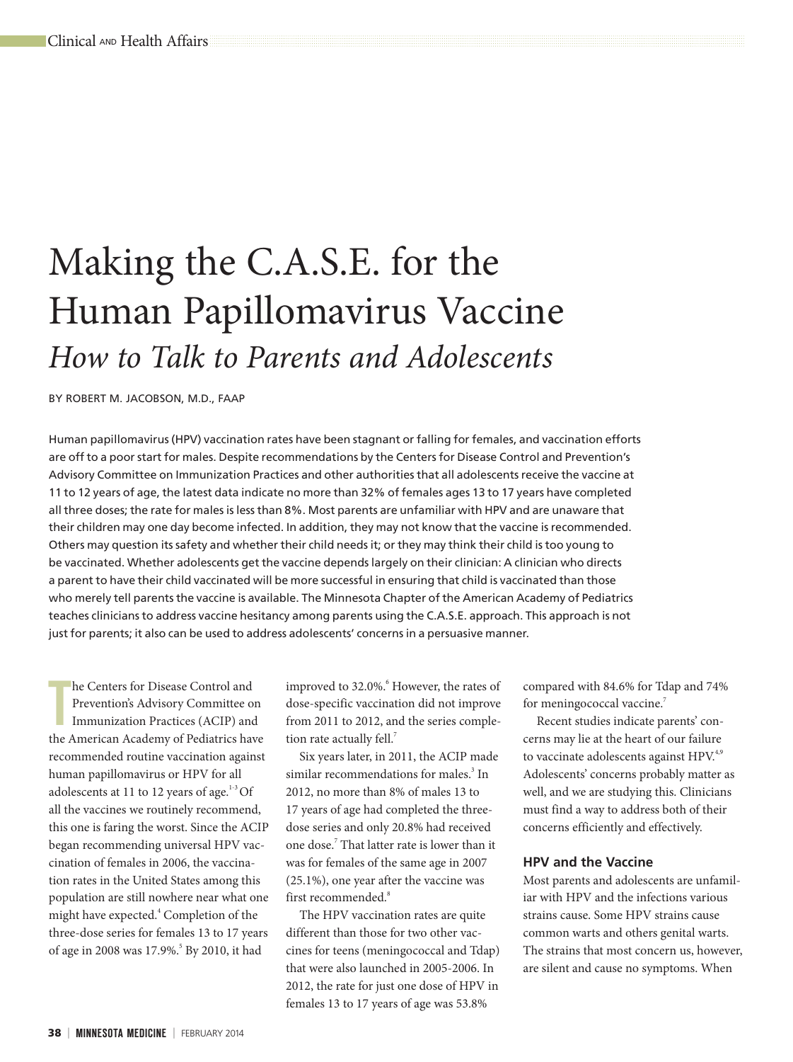# Making the C.A.S.E. for the Human Papillomavirus Vaccine

## *How to Talk to Parents and Adolescents*

BY ROBERT M. JACOBSON, M.D., FAAP

Human papillomavirus (HPV) vaccination rates have been stagnant or falling for females, and vaccination efforts are off to a poor start for males. Despite recommendations by the Centers for Disease Control and Prevention's Advisory Committee on Immunization Practices and other authorities that all adolescents receive the vaccine at 11 to 12 years of age, the latest data indicate no more than 32% of females ages 13 to 17 years have completed all three doses; the rate for males is less than 8%. Most parents are unfamiliar with HPV and are unaware that their children may one day become infected. In addition, they may not know that the vaccine is recommended. Others may question its safety and whether their child needs it; or they may think their child is too young to be vaccinated. Whether adolescents get the vaccine depends largely on their clinician: A clinician who directs a parent to have their child vaccinated will be more successful in ensuring that child is vaccinated than those who merely tell parents the vaccine is available. The Minnesota Chapter of the American Academy of Pediatrics teaches clinicians to address vaccine hesitancy among parents using the C.A.S.E. approach. This approach is not just for parents; it also can be used to address adolescents' concerns in a persuasive manner.

The Centers for Disease Control and Prevention's Advisory Committee on Immunization Practices (ACIP) and the American Academy of Pediatrics have recommended routine vaccination against human papillomavirus or HPV for all adolescents at 11 to 12 years of age.[1-3] Of all the vaccines we routinely recommend, this one is faring the worst. Since the ACIP began recommending universal HPV vaccination of females in 2006, the vaccination rates in the United States among this population are still nowhere near what one might have expected.[4] Completion of the three-dose series for females 13 to 17 years of age in 2008 was 17.9%.[5] By 2010, it had improved to 32.0%.[6] However, the rates of dose-specific vaccination did not improve from 2011 to 2012, and the series completion rate actually fell.[7]

Six years later, in 2011, the ACIP made similar recommendations for males.[3] In 2012, no more than 8% of males 13 to 17 years of age had completed the three-dose series and only 20.8% had received one dose.[7] That latter rate is lower than it was for females of the same age in 2007 (25.1%), one year after the vaccine was first recommended.[8]

The HPV vaccination rates are quite different than those for two other vaccines for teens (meningococcal and Tdap) that were also launched in 2005-2006. In 2012, the rate for just one dose of HPV in females 13 to 17 years of age was 53.8% compared with 84.6% for Tdap and 74% for meningococcal vaccine.[7]

Recent studies indicate parents' concerns may lie at the heart of our failure to vaccinate adolescents against HPV.[4,9] Adolescents' concerns probably matter as well, and we are studying this. Clinicians must find a way to address both of their concerns efficiently and effectively.

### HPV and the Vaccine

Most parents and adolescents are unfamiliar with HPV and the infections various strains cause. Some HPV strains cause common warts and others genital warts. The strains that most concern us, however, are silent and cause no symptoms. When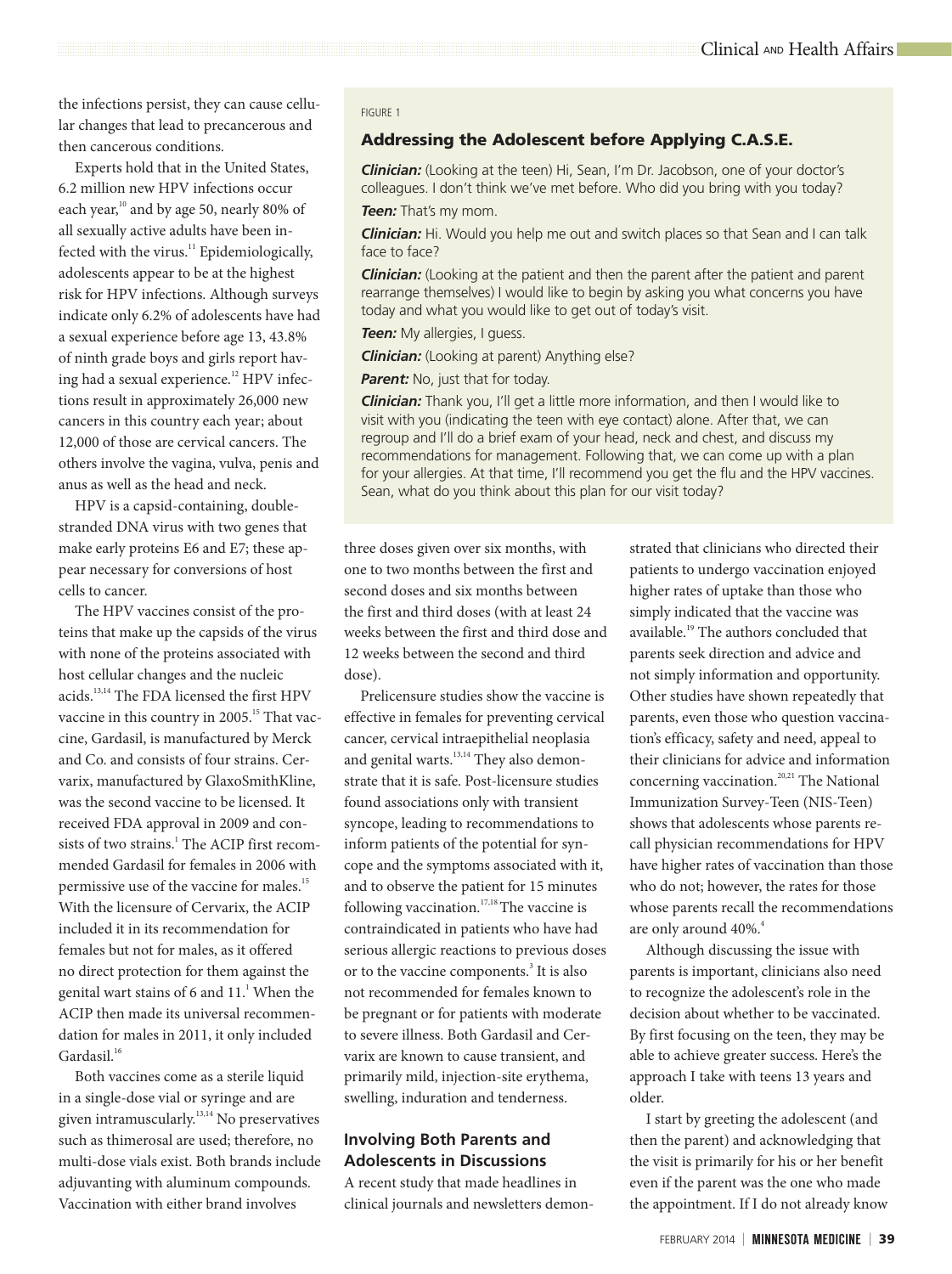the infections persist, they can cause cellular changes that lead to precancerous and then cancerous conditions.

Experts hold that in the United States, 6.2 million new HPV infections occur each year,[10] and by age 50, nearly 80% of all sexually active adults have been infected with the virus.[11] Epidemiologically, adolescents appear to be at the highest risk for HPV infections. Although surveys indicate only 6.2% of adolescents have had a sexual experience before age 13, 43.8% of ninth grade boys and girls report having had a sexual experience.[12] HPV infections result in approximately 26,000 new cancers in this country each year; about 12,000 of those are cervical cancers. The others involve the vagina, vulva, penis and anus as well as the head and neck.

HPV is a capsid-containing, double-stranded DNA virus with two genes that make early proteins E6 and E7; these appear necessary for conversions of host cells to cancer.

The HPV vaccines consist of the proteins that make up the capsids of the virus with none of the proteins associated with host cellular changes and the nucleic acids.[13,14] The FDA licensed the first HPV vaccine in this country in 2005.[15] That vaccine, Gardasil, is manufactured by Merck and Co. and consists of four strains. Cervarix, manufactured by GlaxoSmithKline, was the second vaccine to be licensed. It received FDA approval in 2009 and consists of two strains.[1] The ACIP first recommended Gardasil for females in 2006 with permissive use of the vaccine for males.[15] With the licensure of Cervarix, the ACIP included it in its recommendation for females but not for males, as it offered no direct protection for them against the genital wart stains of 6 and 11.[1] When the ACIP then made its universal recommendation for males in 2011, it only included Gardasil.[16]

Both vaccines come as a sterile liquid in a single-dose vial or syringe and are given intramuscularly.[13,14] No preservatives such as thimerosal are used; therefore, no multi-dose vials exist. Both brands include adjuvanting with aluminum compounds. Vaccination with either brand involves three doses given over six months, with one to two months between the first and second doses and six months between the first and third doses (with at least 24 weeks between the first and third dose and 12 weeks between the second and third dose).

Prelicensure studies show the vaccine is effective in females for preventing cervical cancer, cervical intraepithelial neoplasia and genital warts.[13,14] They also demonstrate that it is safe. Post-licensure studies found associations only with transient syncope, leading to recommendations to inform patients of the potential for syncope and the symptoms associated with it, and to observe the patient for 15 minutes following vaccination.[17,18] The vaccine is contraindicated in patients who have had serious allergic reactions to previous doses or to the vaccine components.[3] It is also not recommended for females known to be pregnant or for patients with moderate to severe illness. Both Gardasil and Cervarix are known to cause transient, and primarily mild, injection-site erythema, swelling, induration and tenderness.

FIGURE 1

### Addressing the Adolescent before Applying C.A.S.E.

***Clinician:*** (Looking at the teen) Hi, Sean, I'm Dr. Jacobson, one of your doctor's colleagues. I don't think we've met before. Who did you bring with you today?

***Teen:*** That's my mom.

***Clinician:*** Hi. Would you help me out and switch places so that Sean and I can talk face to face?

***Clinician:*** (Looking at the patient and then the parent after the patient and parent rearrange themselves) I would like to begin by asking you what concerns you have today and what you would like to get out of today's visit.

***Teen:*** My allergies, I guess.

***Clinician:*** (Looking at parent) Anything else?

***Parent:*** No, just that for today.

***Clinician:*** Thank you, I'll get a little more information, and then I would like to visit with you (indicating the teen with eye contact) alone. After that, we can regroup and I'll do a brief exam of your head, neck and chest, and discuss my recommendations for management. Following that, we can come up with a plan for your allergies. At that time, I'll recommend you get the flu and the HPV vaccines. Sean, what do you think about this plan for our visit today?

## Involving Both Parents and Adolescents in Discussions

A recent study that made headlines in clinical journals and newsletters demonstrated that clinicians who directed their patients to undergo vaccination enjoyed higher rates of uptake than those who simply indicated that the vaccine was available.[19] The authors concluded that parents seek direction and advice and not simply information and opportunity. Other studies have shown repeatedly that parents, even those who question vaccination's efficacy, safety and need, appeal to their clinicians for advice and information concerning vaccination.[20,21] The National Immunization Survey-Teen (NIS-Teen) shows that adolescents whose parents recall physician recommendations for HPV have higher rates of vaccination than those who do not; however, the rates for those whose parents recall the recommendations are only around 40%.[4]

Although discussing the issue with parents is important, clinicians also need to recognize the adolescent's role in the decision about whether to be vaccinated. By first focusing on the teen, they may be able to achieve greater success. Here's the approach I take with teens 13 years and older.

I start by greeting the adolescent (and then the parent) and acknowledging that the visit is primarily for his or her benefit even if the parent was the one who made the appointment. If I do not already know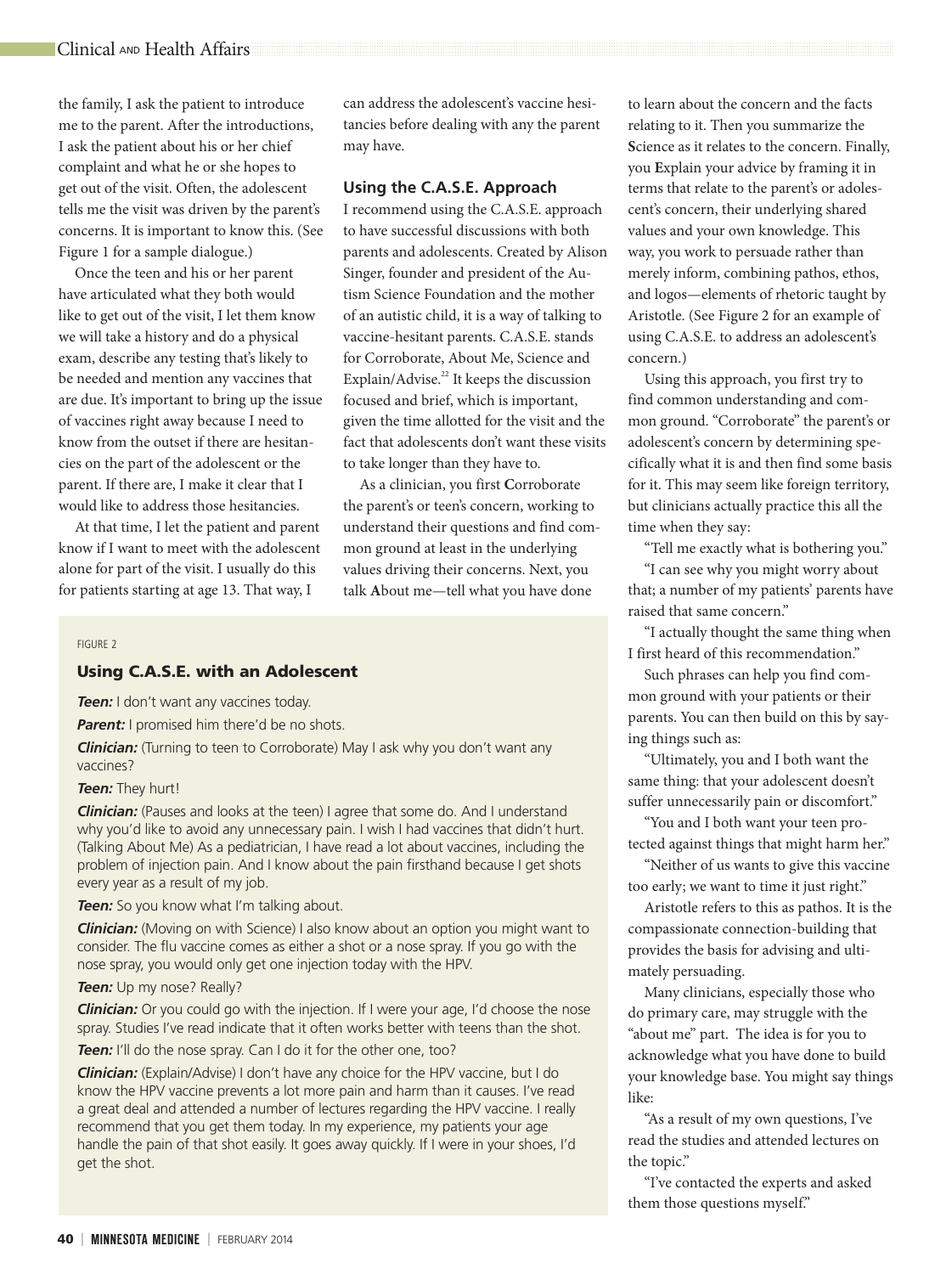the family, I ask the patient to introduce me to the parent. After the introductions, I ask the patient about his or her chief complaint and what he or she hopes to get out of the visit. Often, the adolescent tells me the visit was driven by the parent's concerns. It is important to know this. (See Figure 1 for a sample dialogue.)

Once the teen and his or her parent have articulated what they both would like to get out of the visit, I let them know we will take a history and do a physical exam, describe any testing that's likely to be needed and mention any vaccines that are due. It's important to bring up the issue of vaccines right away because I need to know from the outset if there are hesitancies on the part of the adolescent or the parent. If there are, I make it clear that I would like to address those hesitancies.

At that time, I let the patient and parent know if I want to meet with the adolescent alone for part of the visit. I usually do this for patients starting at age 13. That way, I can address the adolescent's vaccine hesitancies before dealing with any the parent may have.

### Using the C.A.S.E. Approach

I recommend using the C.A.S.E. approach to have successful discussions with both parents and adolescents. Created by Alison Singer, founder and president of the Autism Science Foundation and the mother of an autistic child, it is a way of talking to vaccine-hesitant parents. C.A.S.E. stands for Corroborate, About Me, Science and Explain/Advise.[22] It keeps the discussion focused and brief, which is important, given the time allotted for the visit and the fact that adolescents don't want these visits to take longer than they have to.

As a clinician, you first **C**orroborate the parent's or teen's concern, working to understand their questions and find common ground at least in the underlying values driving their concerns. Next, you talk **A**bout me—tell what you have done to learn about the concern and the facts relating to it. Then you summarize the **S**cience as it relates to the concern. Finally, you **E**xplain your advice by framing it in terms that relate to the parent's or adolescent's concern, their underlying shared values and your own knowledge. This way, you work to persuade rather than merely inform, combining pathos, ethos, and logos—elements of rhetoric taught by Aristotle. (See Figure 2 for an example of using C.A.S.E. to address an adolescent's concern.)

Using this approach, you first try to find common understanding and common ground. "Corroborate" the parent's or adolescent's concern by determining specifically what it is and then find some basis for it. This may seem like foreign territory, but clinicians actually practice this all the time when they say:

"Tell me exactly what is bothering you."

"I can see why you might worry about that; a number of my patients' parents have raised that same concern."

"I actually thought the same thing when I first heard of this recommendation."

Such phrases can help you find common ground with your patients or their parents. You can then build on this by saying things such as:

"Ultimately, you and I both want the same thing: that your adolescent doesn't suffer unnecessarily pain or discomfort."

"You and I both want your teen protected against things that might harm her."

"Neither of us wants to give this vaccine too early; we want to time it just right."

Aristotle refers to this as pathos. It is the compassionate connection-building that provides the basis for advising and ultimately persuading.

Many clinicians, especially those who do primary care, may struggle with the "about me" part. The idea is for you to acknowledge what you have done to build your knowledge base. You might say things like:

"As a result of my own questions, I've read the studies and attended lectures on the topic."

"I've contacted the experts and asked them those questions myself."

FIGURE 2

#### Using C.A.S.E. with an Adolescent

***Teen:*** I don't want any vaccines today.

***Parent:*** I promised him there'd be no shots.

***Clinician:*** (Turning to teen to Corroborate) May I ask why you don't want any vaccines?

***Teen:*** They hurt!

***Clinician:*** (Pauses and looks at the teen) I agree that some do. And I understand why you'd like to avoid any unnecessary pain. I wish I had vaccines that didn't hurt. (Talking About Me) As a pediatrician, I have read a lot about vaccines, including the problem of injection pain. And I know about the pain firsthand because I get shots every year as a result of my job.

***Teen:*** So you know what I'm talking about.

***Clinician:*** (Moving on with Science) I also know about an option you might want to consider. The flu vaccine comes as either a shot or a nose spray. If you go with the nose spray, you would only get one injection today with the HPV.

***Teen:*** Up my nose? Really?

***Clinician:*** Or you could go with the injection. If I were your age, I'd choose the nose spray. Studies I've read indicate that it often works better with teens than the shot.

***Teen:*** I'll do the nose spray. Can I do it for the other one, too?

***Clinician:*** (Explain/Advise) I don't have any choice for the HPV vaccine, but I do know the HPV vaccine prevents a lot more pain and harm than it causes. I've read a great deal and attended a number of lectures regarding the HPV vaccine. I really recommend that you get them today. In my experience, my patients your age handle the pain of that shot easily. It goes away quickly. If I were in your shoes, I'd get the shot.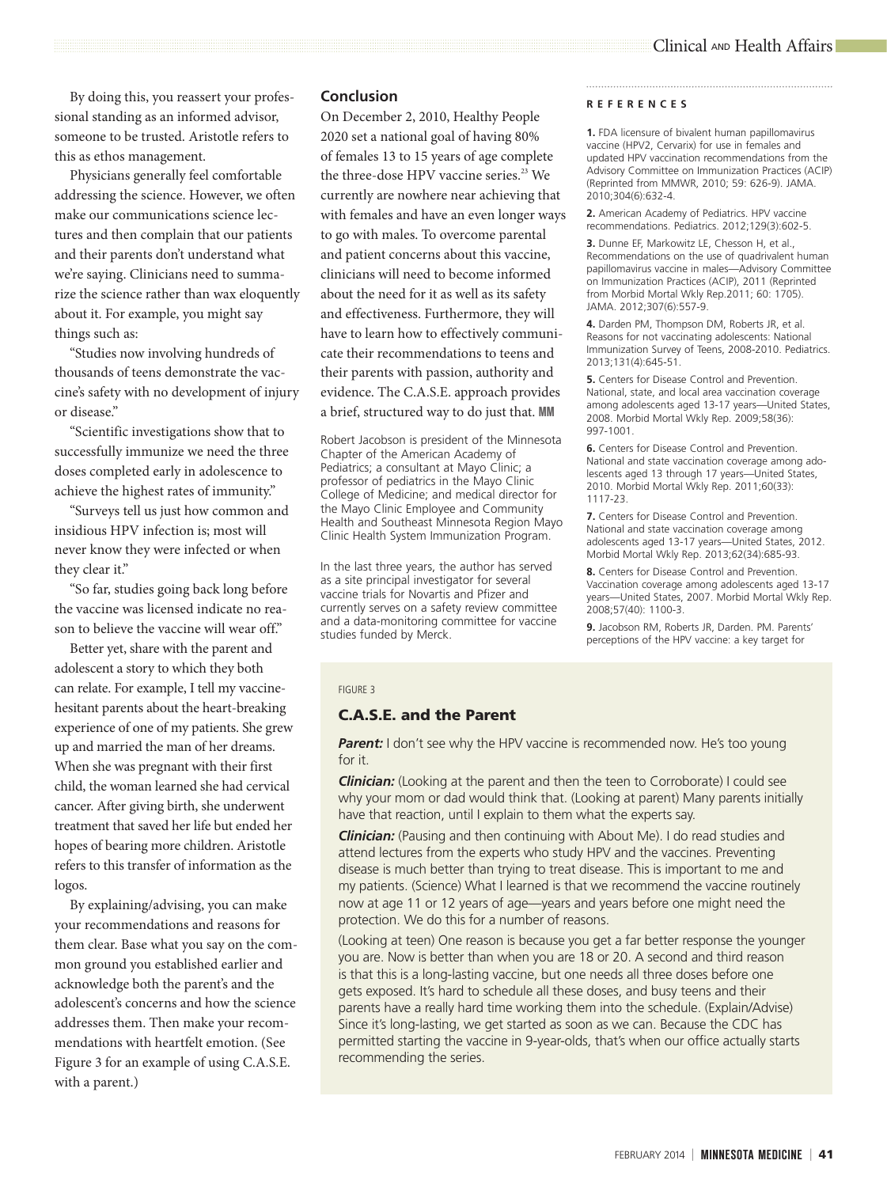By doing this, you reassert your professional standing as an informed advisor, someone to be trusted. Aristotle refers to this as ethos management.

Physicians generally feel comfortable addressing the science. However, we often make our communications science lectures and then complain that our patients and their parents don't understand what we're saying. Clinicians need to summarize the science rather than wax eloquently about it. For example, you might say things such as:

"Studies now involving hundreds of thousands of teens demonstrate the vaccine's safety with no development of injury or disease."

"Scientific investigations show that to successfully immunize we need the three doses completed early in adolescence to achieve the highest rates of immunity."

"Surveys tell us just how common and insidious HPV infection is; most will never know they were infected or when they clear it."

"So far, studies going back long before the vaccine was licensed indicate no reason to believe the vaccine will wear off."

Better yet, share with the parent and adolescent a story to which they both can relate. For example, I tell my vaccine-hesitant parents about the heart-breaking experience of one of my patients. She grew up and married the man of her dreams. When she was pregnant with their first child, the woman learned she had cervical cancer. After giving birth, she underwent treatment that saved her life but ended her hopes of bearing more children. Aristotle refers to this transfer of information as the logos.

By explaining/advising, you can make your recommendations and reasons for them clear. Base what you say on the common ground you established earlier and acknowledge both the parent's and the adolescent's concerns and how the science addresses them. Then make your recommendations with heartfelt emotion. (See Figure 3 for an example of using C.A.S.E. with a parent.)

## Conclusion

On December 2, 2010, Healthy People 2020 set a national goal of having 80% of females 13 to 15 years of age complete the three-dose HPV vaccine series.[23] We currently are nowhere near achieving that with females and have an even longer ways to go with males. To overcome parental and patient concerns about this vaccine, clinicians will need to become informed about the need for it as well as its safety and effectiveness. Furthermore, they will have to learn how to effectively communicate their recommendations to teens and their parents with passion, authority and evidence. The C.A.S.E. approach provides a brief, structured way to do just that. **MM**

Robert Jacobson is president of the Minnesota Chapter of the American Academy of Pediatrics; a consultant at Mayo Clinic; a professor of pediatrics in the Mayo Clinic College of Medicine; and medical director for the Mayo Clinic Employee and Community Health and Southeast Minnesota Region Mayo Clinic Health System Immunization Program.

In the last three years, the author has served as a site principal investigator for several vaccine trials for Novartis and Pfizer and currently serves on a safety review committee and a data-monitoring committee for vaccine studies funded by Merck.

FIGURE 3

### C.A.S.E. and the Parent

***Parent:*** I don't see why the HPV vaccine is recommended now. He's too young for it.

***Clinician:*** (Looking at the parent and then the teen to Corroborate) I could see why your mom or dad would think that. (Looking at parent) Many parents initially have that reaction, until I explain to them what the experts say.

***Clinician:*** (Pausing and then continuing with About Me). I do read studies and attend lectures from the experts who study HPV and the vaccines. Preventing disease is much better than trying to treat disease. This is important to me and my patients. (Science) What I learned is that we recommend the vaccine routinely now at age 11 or 12 years of age—years and years before one might need the protection. We do this for a number of reasons.

(Looking at teen) One reason is because you get a far better response the younger you are. Now is better than when you are 18 or 20. A second and third reason is that this is a long-lasting vaccine, but one needs all three doses before one gets exposed. It's hard to schedule all these doses, and busy teens and their parents have a really hard time working them into the schedule. (Explain/Advise) Since it's long-lasting, we get started as soon as we can. Because the CDC has permitted starting the vaccine in 9-year-olds, that's when our office actually starts recommending the series.

## REFERENCES

**1.** FDA licensure of bivalent human papillomavirus vaccine (HPV2, Cervarix) for use in females and updated HPV vaccination recommendations from the Advisory Committee on Immunization Practices (ACIP) (Reprinted from MMWR, 2010; 59: 626-9). JAMA. 2010;304(6):632-4.

**2.** American Academy of Pediatrics. HPV vaccine recommendations. Pediatrics. 2012;129(3):602-5.

**3.** Dunne EF, Markowitz LE, Chesson H, et al., Recommendations on the use of quadrivalent human papillomavirus vaccine in males—Advisory Committee on Immunization Practices (ACIP), 2011 (Reprinted from Morbid Mortal Wkly Rep.2011; 60: 1705). JAMA. 2012;307(6):557-9.

**4.** Darden PM, Thompson DM, Roberts JR, et al. Reasons for not vaccinating adolescents: National Immunization Survey of Teens, 2008-2010. Pediatrics. 2013;131(4):645-51.

**5.** Centers for Disease Control and Prevention. National, state, and local area vaccination coverage among adolescents aged 13-17 years—United States, 2008. Morbid Mortal Wkly Rep. 2009;58(36): 997-1001.

**6.** Centers for Disease Control and Prevention. National and state vaccination coverage among adolescents aged 13 through 17 years—United States, 2010. Morbid Mortal Wkly Rep. 2011;60(33): 1117-23.

**7.** Centers for Disease Control and Prevention. National and state vaccination coverage among adolescents aged 13-17 years—United States, 2012. Morbid Mortal Wkly Rep. 2013;62(34):685-93.

**8.** Centers for Disease Control and Prevention. Vaccination coverage among adolescents aged 13-17 years—United States, 2007. Morbid Mortal Wkly Rep. 2008;57(40): 1100-3.

**9.** Jacobson RM, Roberts JR, Darden. PM. Parents' perceptions of the HPV vaccine: a key target for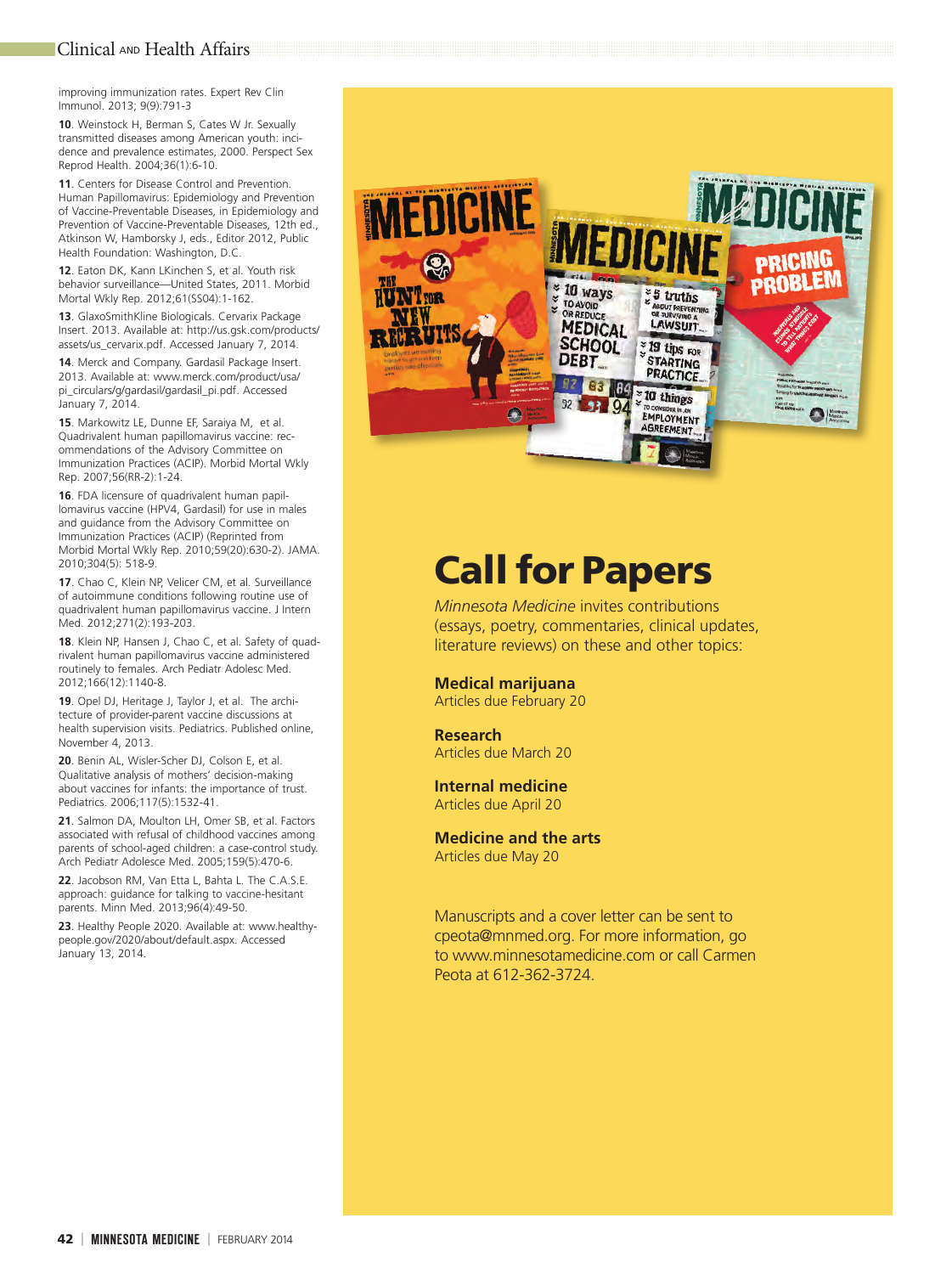improving immunization rates. Expert Rev Clin Immunol. 2013; 9(9):791-3

**10**. Weinstock H, Berman S, Cates W Jr. Sexually transmitted diseases among American youth: incidence and prevalence estimates, 2000. Perspect Sex Reprod Health. 2004;36(1):6-10.

**11**. Centers for Disease Control and Prevention. Human Papillomavirus: Epidemiology and Prevention of Vaccine-Preventable Diseases, in Epidemiology and Prevention of Vaccine-Preventable Diseases, 12th ed., Atkinson W, Hamborsky J, eds., Editor 2012, Public Health Foundation: Washington, D.C.

**12**. Eaton DK, Kann LKinchen S, et al. Youth risk behavior surveillance—United States, 2011. Morbid Mortal Wkly Rep. 2012;61(SS04):1-162.

**13**. GlaxoSmithKline Biologicals. Cervarix Package Insert. 2013. Available at: http://us.gsk.com/products/assets/us_cervarix.pdf. Accessed January 7, 2014.

**14**. Merck and Company. Gardasil Package Insert. 2013. Available at: www.merck.com/product/usa/pi_circulars/g/gardasil/gardasil_pi.pdf. Accessed January 7, 2014.

**15**. Markowitz LE, Dunne EF, Saraiya M, et al. Quadrivalent human papillomavirus vaccine: recommendations of the Advisory Committee on Immunization Practices (ACIP). Morbid Mortal Wkly Rep. 2007;56(RR-2):1-24.

**16**. FDA licensure of quadrivalent human papillomavirus vaccine (HPV4, Gardasil) for use in males and guidance from the Advisory Committee on Immunization Practices (ACIP) (Reprinted from Morbid Mortal Wkly Rep. 2010;59(20):630-2). JAMA. 2010;304(5): 518-9.

**17**. Chao C, Klein NP, Velicer CM, et al. Surveillance of autoimmune conditions following routine use of quadrivalent human papillomavirus vaccine. J Intern Med. 2012;271(2):193-203.

**18**. Klein NP, Hansen J, Chao C, et al. Safety of quadrivalent human papillomavirus vaccine administered routinely to females. Arch Pediatr Adolesc Med. 2012;166(12):1140-8.

**19**. Opel DJ, Heritage J, Taylor J, et al. The architecture of provider-parent vaccine discussions at health supervision visits. Pediatrics. Published online, November 4, 2013.

**20**. Benin AL, Wisler-Scher DJ, Colson E, et al. Qualitative analysis of mothers' decision-making about vaccines for infants: the importance of trust. Pediatrics. 2006;117(5):1532-41.

**21**. Salmon DA, Moulton LH, Omer SB, et al. Factors associated with refusal of childhood vaccines among parents of school-aged children: a case-control study. Arch Pediatr Adolesc Med. 2005;159(5):470-6.

**22**. Jacobson RM, Van Etta L, Bahta L. The C.A.S.E. approach: guidance for talking to vaccine-hesitant parents. Minn Med. 2013;96(4):49-50.

**23**. Healthy People 2020. Available at: www.healthypeople.gov/2020/about/default.aspx. Accessed January 13, 2014.

# Call for Papers

*Minnesota Medicine* invites contributions (essays, poetry, commentaries, clinical updates, literature reviews) on these and other topics:

**Medical marijuana**
Articles due February 20

**Research**
Articles due March 20

**Internal medicine**
Articles due April 20

**Medicine and the arts**
Articles due May 20

Manuscripts and a cover letter can be sent to cpeota@mnmed.org. For more information, go to www.minnesotamedicine.com or call Carmen Peota at 612-362-3724.